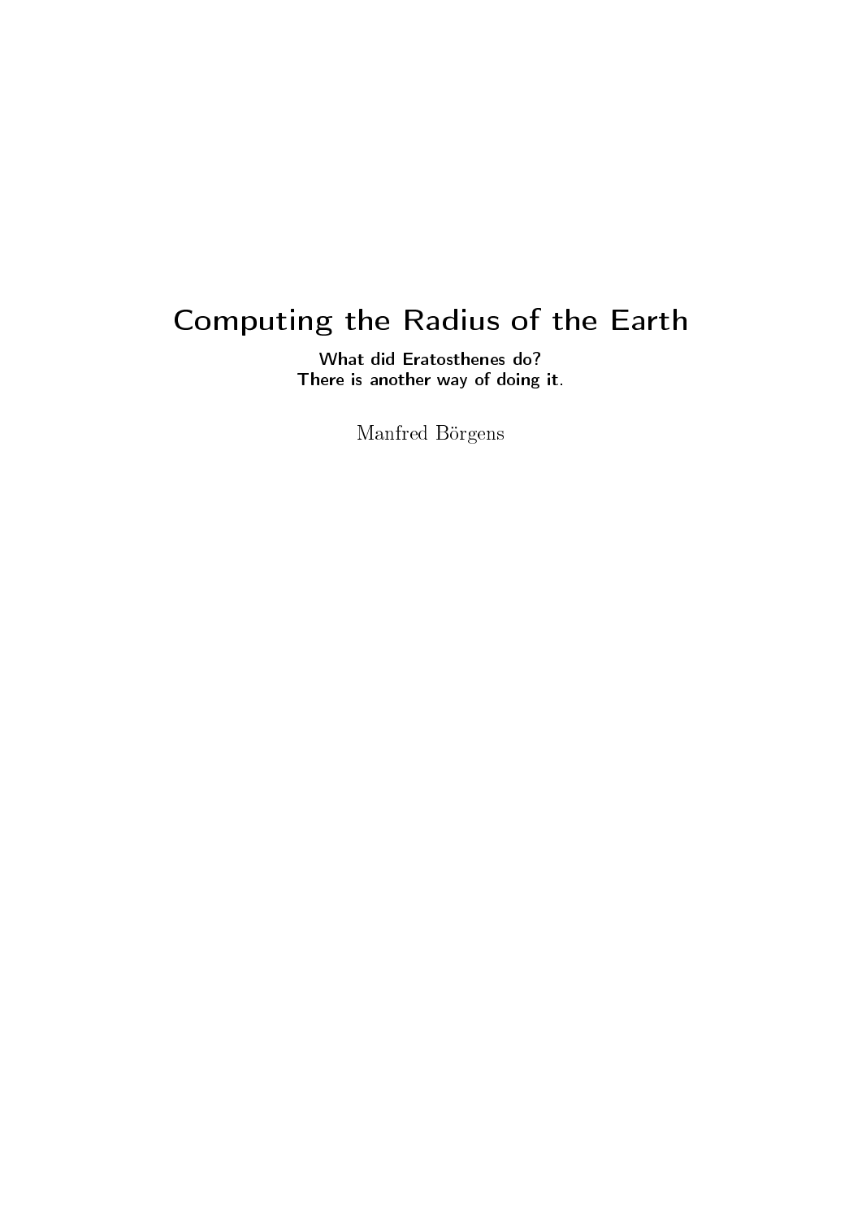# Computing the Radius of the Earth

**What did Eratosthenes do?**
**There is another way of doing it.**

Manfred Börgens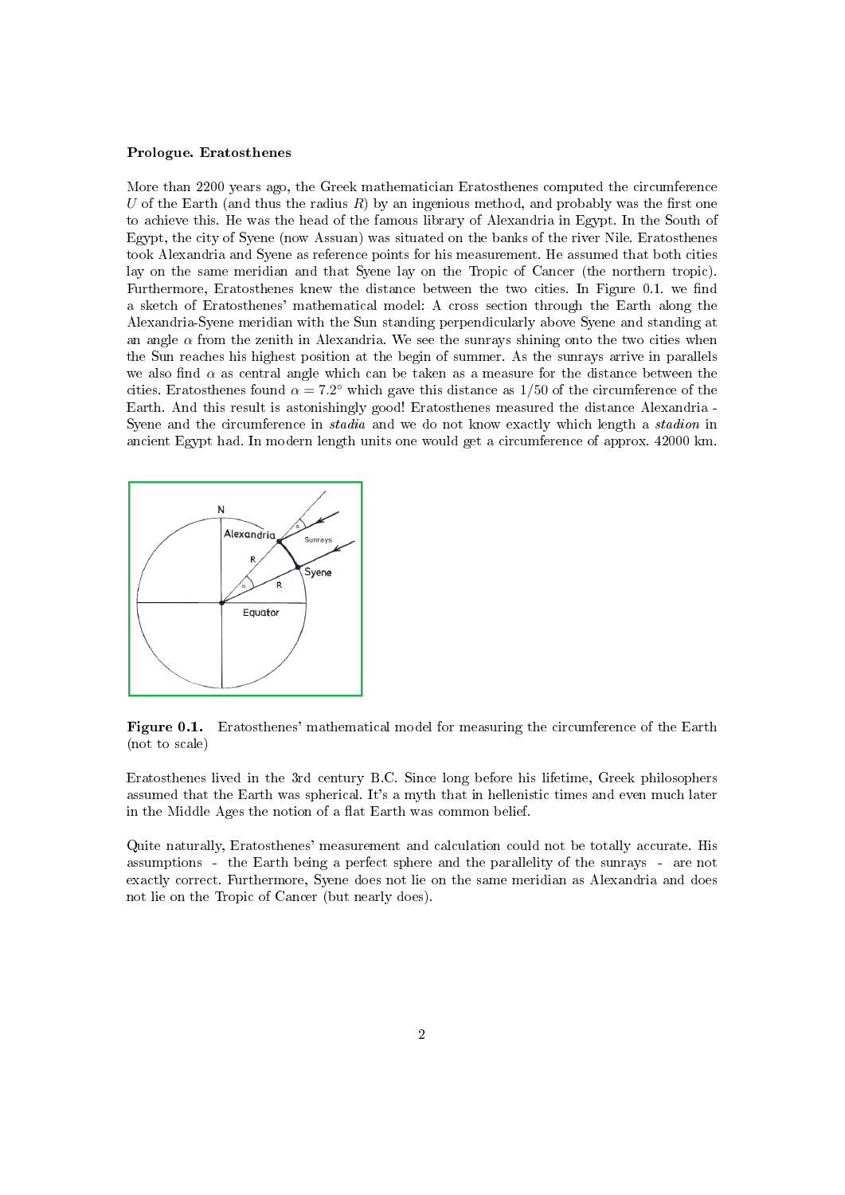**Prologue. Eratosthenes**

More than 2200 years ago, the Greek mathematician Eratosthenes computed the circumference $U$ of the Earth (and thus the radius $R$) by an ingenious method, and probably was the first one to achieve this. He was the head of the famous library of Alexandria in Egypt. In the South of Egypt, the city of Syene (now Assuan) was situated on the banks of the river Nile. Eratosthenes took Alexandria and Syene as reference points for his measurement. He assumed that both cities lay on the same meridian and that Syene lay on the Tropic of Cancer (the northern tropic). Furthermore, Eratosthenes knew the distance between the two cities. In Figure 0.1. we find a sketch of Eratosthenes' mathematical model: A cross section through the Earth along the Alexandria-Syene meridian with the Sun standing perpendicularly above Syene and standing at an angle $\alpha$ from the zenith in Alexandria. We see the sunrays shining onto the two cities when the Sun reaches his highest position at the begin of summer. As the sunrays arrive in parallels we also find $\alpha$ as central angle which can be taken as a measure for the distance between the cities. Eratosthenes found $\alpha = 7.2°$ which gave this distance as $1/50$ of the circumference of the Earth. And this result is astonishingly good! Eratosthenes measured the distance Alexandria - Syene and the circumference in *stadia* and we do not know exactly which length a *stadion* in ancient Egypt had. In modern length units one would get a circumference of approx. 42000 km.

**Figure 0.1.** Eratosthenes' mathematical model for measuring the circumference of the Earth (not to scale)

Eratosthenes lived in the 3rd century B.C. Since long before his lifetime, Greek philosophers assumed that the Earth was spherical. It's a myth that in hellenistic times and even much later in the Middle Ages the notion of a flat Earth was common belief.

Quite naturally, Eratosthenes' measurement and calculation could not be totally accurate. His assumptions - the Earth being a perfect sphere and the parallelity of the sunrays - are not exactly correct. Furthermore, Syene does not lie on the same meridian as Alexandria and does not lie on the Tropic of Cancer (but nearly does).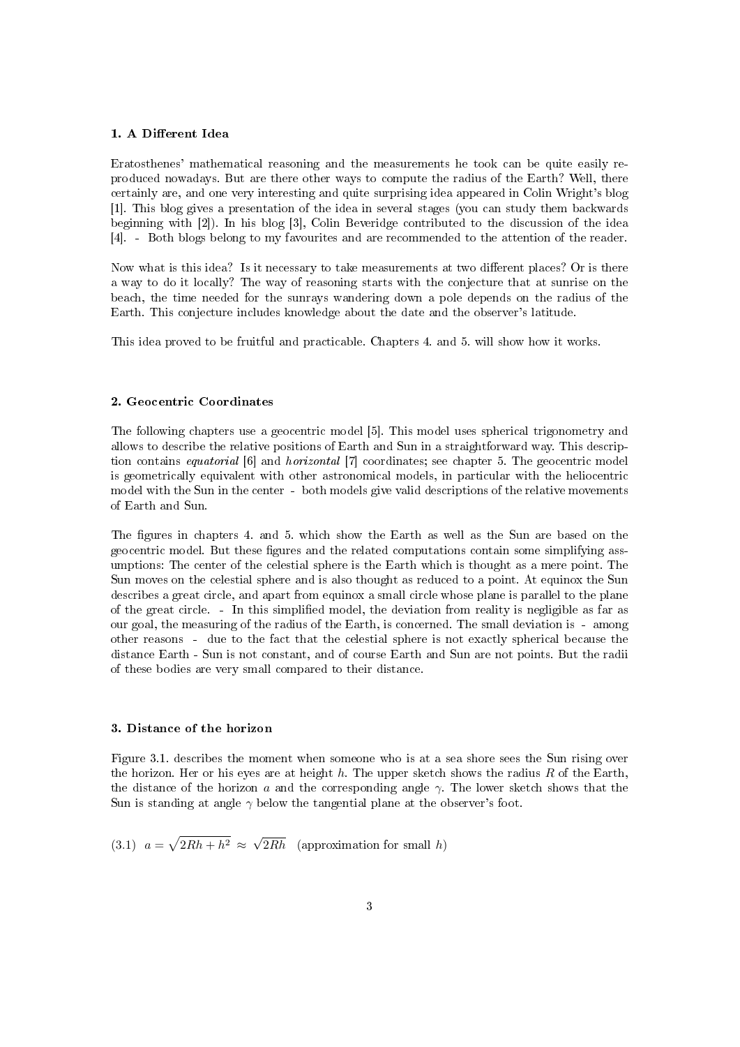## 1. A Different Idea

Eratosthenes' mathematical reasoning and the measurements he took can be quite easily reproduced nowadays. But are there other ways to compute the radius of the Earth? Well, there certainly are, and one very interesting and quite surprising idea appeared in Colin Wright's blog [1]. This blog gives a presentation of the idea in several stages (you can study them backwards beginning with [2]). In his blog [3], Colin Beveridge contributed to the discussion of the idea [4]. - Both blogs belong to my favourites and are recommended to the attention of the reader.

Now what is this idea? Is it necessary to take measurements at two different places? Or is there a way to do it locally? The way of reasoning starts with the conjecture that at sunrise on the beach, the time needed for the sunrays wandering down a pole depends on the radius of the Earth. This conjecture includes knowledge about the date and the observer's latitude.

This idea proved to be fruitful and practicable. Chapters 4. and 5. will show how it works.

## 2. Geocentric Coordinates

The following chapters use a geocentric model [5]. This model uses spherical trigonometry and allows to describe the relative positions of Earth and Sun in a straightforward way. This description contains *equatorial* [6] and *horizontal* [7] coordinates; see chapter 5. The geocentric model is geometrically equivalent with other astronomical models, in particular with the heliocentric model with the Sun in the center - both models give valid descriptions of the relative movements of Earth and Sun.

The figures in chapters 4. and 5. which show the Earth as well as the Sun are based on the geocentric model. But these figures and the related computations contain some simplifying assumptions: The center of the celestial sphere is the Earth which is thought as a mere point. The Sun moves on the celestial sphere and is also thought as reduced to a point. At equinox the Sun describes a great circle, and apart from equinox a small circle whose plane is parallel to the plane of the great circle. - In this simplified model, the deviation from reality is negligible as far as our goal, the measuring of the radius of the Earth, is concerned. The small deviation is - among other reasons - due to the fact that the celestial sphere is not exactly spherical because the distance Earth - Sun is not constant, and of course Earth and Sun are not points. But the radii of these bodies are very small compared to their distance.

## 3. Distance of the horizon

Figure 3.1. describes the moment when someone who is at a sea shore sees the Sun rising over the horizon. Her or his eyes are at height $h$. The upper sketch shows the radius $R$ of the Earth, the distance of the horizon $a$ and the corresponding angle $\gamma$. The lower sketch shows that the Sun is standing at angle $\gamma$ below the tangential plane at the observer's foot.

(3.1) $a = \sqrt{2Rh + h^2} \approx \sqrt{2Rh}$ (approximation for small $h$)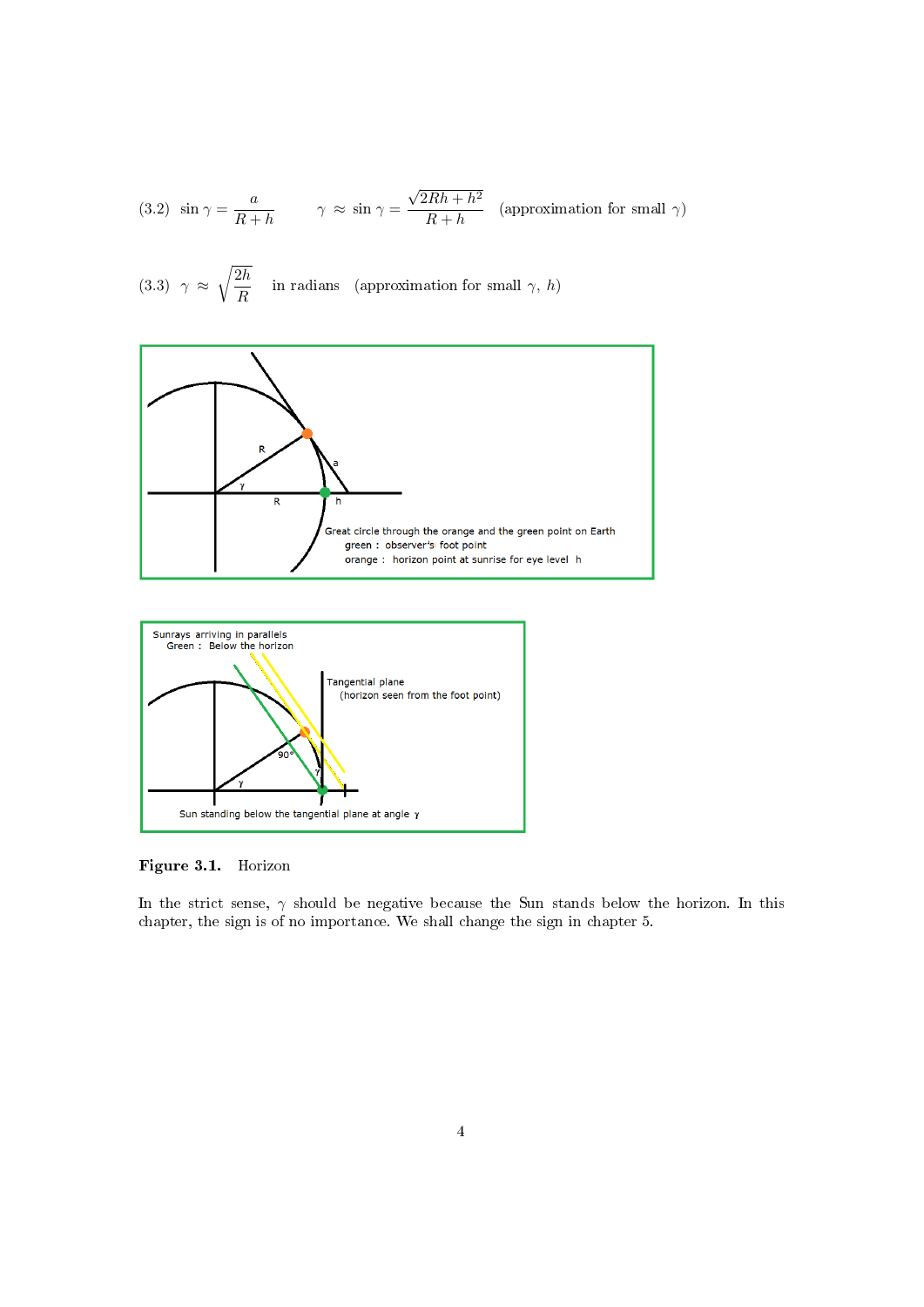(3.2) $\sin\gamma = \dfrac{a}{R+h}$ $\qquad \gamma \approx \sin\gamma = \dfrac{\sqrt{2Rh+h^2}}{R+h}$ (approximation for small $\gamma$)

(3.3) $\gamma \approx \sqrt{\dfrac{2h}{R}}$ in radians (approximation for small $\gamma$, $h$)

**Figure 3.1.** Horizon

In the strict sense, $\gamma$ should be negative because the Sun stands below the horizon. In this chapter, the sign is of no importance. We shall change the sign in chapter 5.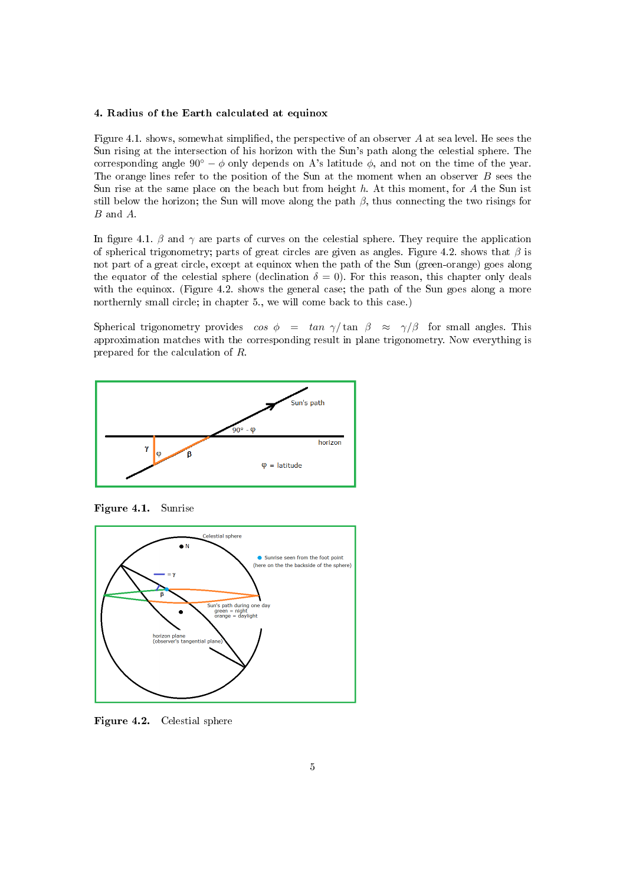**4. Radius of the Earth calculated at equinox**

Figure 4.1. shows, somewhat simplified, the perspective of an observer $A$ at sea level. He sees the Sun rising at the intersection of his horizon with the Sun's path along the celestial sphere. The corresponding angle $90° - \phi$ only depends on A's latitude $\phi$, and not on the time of the year. The orange lines refer to the position of the Sun at the moment when an observer $B$ sees the Sun rise at the same place on the beach but from height $h$. At this moment, for $A$ the Sun ist still below the horizon; the Sun will move along the path $\beta$, thus connecting the two risings for $B$ and $A$.

In figure 4.1. $\beta$ and $\gamma$ are parts of curves on the celestial sphere. They require the application of spherical trigonometry; parts of great circles are given as angles. Figure 4.2. shows that $\beta$ is not part of a great circle, except at equinox when the path of the Sun (green-orange) goes along the equator of the celestial sphere (declination $\delta = 0$). For this reason, this chapter only deals with the equinox. (Figure 4.2. shows the general case; the path of the Sun goes along a more northernly small circle; in chapter 5., we will come back to this case.)

Spherical trigonometry provides $\cos\phi = \tan\gamma / \tan\beta \approx \gamma/\beta$ for small angles. This approximation matches with the corresponding result in plane trigonometry. Now everything is prepared for the calculation of $R$.

**Figure 4.1.** Sunrise

**Figure 4.2.** Celestial sphere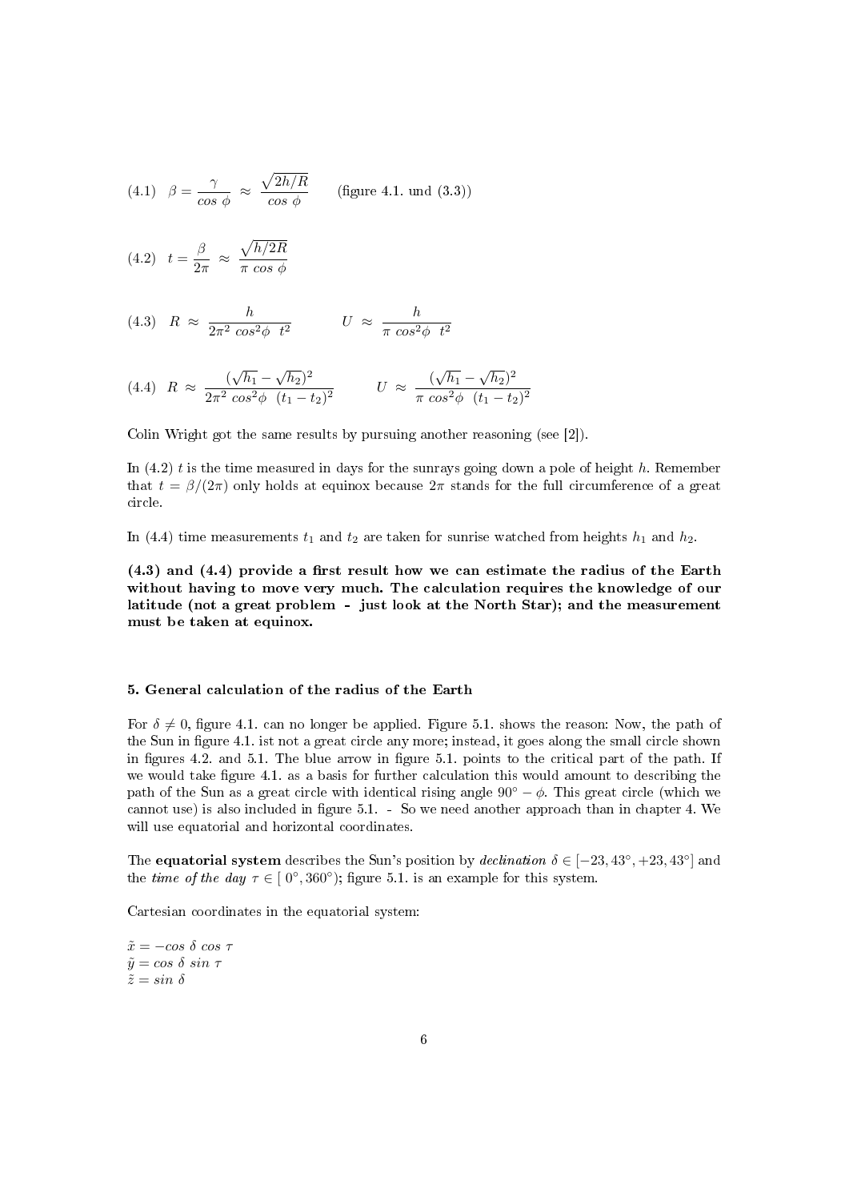$$(4.1)\quad \beta = \frac{\gamma}{cos\ \phi} \ \approx\ \frac{\sqrt{2h/R}}{cos\ \phi} \qquad \text{(figure 4.1. und (3.3))}$$

$$(4.2)\quad t = \frac{\beta}{2\pi} \ \approx\ \frac{\sqrt{h/2R}}{\pi\ cos\ \phi}$$

$$(4.3)\quad R \ \approx\ \frac{h}{2\pi^2\ cos^2\phi\ \ t^2} \qquad\qquad U \ \approx\ \frac{h}{\pi\ cos^2\phi\ \ t^2}$$

$$(4.4)\quad R \ \approx\ \frac{(\sqrt{h_1} - \sqrt{h_2})^2}{2\pi^2\ cos^2\phi\ \ (t_1 - t_2)^2} \qquad\qquad U \ \approx\ \frac{(\sqrt{h_1} - \sqrt{h_2})^2}{\pi\ cos^2\phi\ \ (t_1 - t_2)^2}$$

Colin Wright got the same results by pursuing another reasoning (see [2]).

In (4.2) $t$ is the time measured in days for the sunrays going down a pole of height $h$. Remember that $t = \beta/(2\pi)$ only holds at equinox because $2\pi$ stands for the full circumference of a great circle.

In (4.4) time measurements $t_1$ and $t_2$ are taken for sunrise watched from heights $h_1$ and $h_2$.

**(4.3) and (4.4) provide a first result how we can estimate the radius of the Earth without having to move very much. The calculation requires the knowledge of our latitude (not a great problem - just look at the North Star); and the measurement must be taken at equinox.**

### 5. General calculation of the radius of the Earth

For $\delta \neq 0$, figure 4.1. can no longer be applied. Figure 5.1. shows the reason: Now, the path of the Sun in figure 4.1. ist not a great circle any more; instead, it goes along the small circle shown in figures 4.2. and 5.1. The blue arrow in figure 5.1. points to the critical part of the path. If we would take figure 4.1. as a basis for further calculation this would amount to describing the path of the Sun as a great circle with identical rising angle $90° - \phi$. This great circle (which we cannot use) is also included in figure 5.1. - So we need another approach than in chapter 4. We will use equatorial and horizontal coordinates.

The **equatorial system** describes the Sun's position by *declination* $\delta \in [-23,43°, +23,43°]$ and the *time of the day* $\tau \in [\,0°, 360°)$; figure 5.1. is an example for this system.

Cartesian coordinates in the equatorial system:

$\tilde{x} = -cos\ \delta\ cos\ \tau$
$\tilde{y} = cos\ \delta\ sin\ \tau$
$\tilde{z} = sin\ \delta$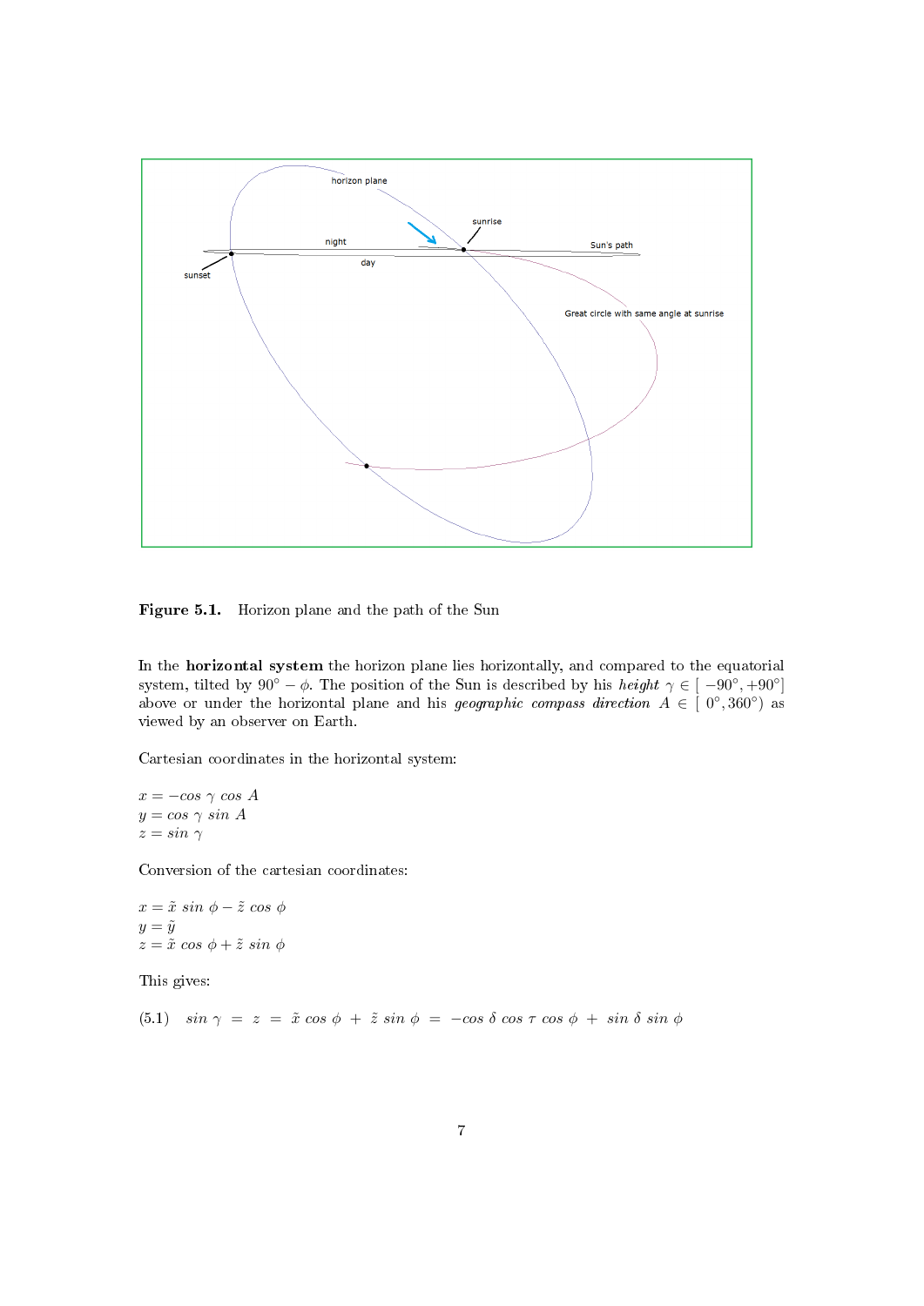Figure 5.1. Horizon plane and the path of the Sun

In the **horizontal system** the horizon plane lies horizontally, and compared to the equatorial system, tilted by $90° - \phi$. The position of the Sun is described by his *height* $\gamma \in [\,-90°, +90°]$ above or under the horizontal plane and his *geographic compass direction* $A \in [\,0°, 360°)$ as viewed by an observer on Earth.

Cartesian coordinates in the horizontal system:

$x = -\cos\,\gamma\,\cos\,A$
$y = \cos\,\gamma\,\sin\,A$
$z = \sin\,\gamma$

Conversion of the cartesian coordinates:

$x = \tilde{x}\,\sin\,\phi - \tilde{z}\,\cos\,\phi$
$y = \tilde{y}$
$z = \tilde{x}\,\cos\,\phi + \tilde{z}\,\sin\,\phi$

This gives:

$$(5.1)\quad \sin\,\gamma \;=\; z \;=\; \tilde{x}\,\cos\,\phi \;+\; \tilde{z}\,\sin\,\phi \;=\; -\cos\,\delta\,\cos\,\tau\,\cos\,\phi \;+\; \sin\,\delta\,\sin\,\phi$$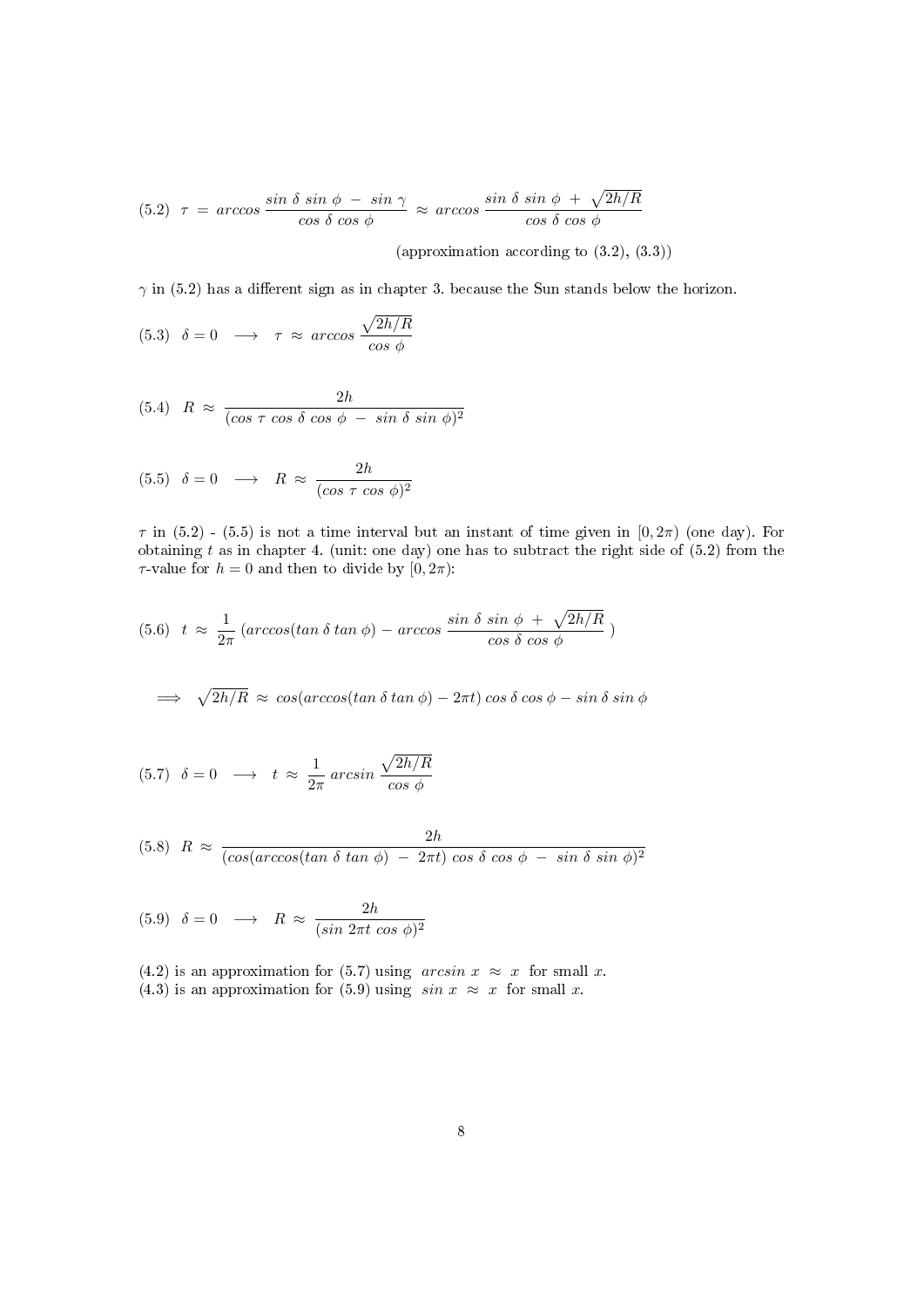$$(5.2)\quad \tau \;=\; arccos\,\frac{sin\;\delta\;sin\;\phi\;-\;sin\;\gamma}{cos\;\delta\;cos\;\phi}\;\approx\; arccos\,\frac{sin\;\delta\;sin\;\phi\;+\;\sqrt{2h/R}}{cos\;\delta\;cos\;\phi}$$

(approximation according to (3.2), (3.3))

$\gamma$ in (5.2) has a different sign as in chapter 3. because the Sun stands below the horizon.

$$(5.3)\quad \delta = 0 \quad\longrightarrow\quad \tau \;\approx\; arccos\,\frac{\sqrt{2h/R}}{cos\;\phi}$$

$$(5.4)\quad R \;\approx\; \frac{2h}{(cos\;\tau\;cos\;\delta\;cos\;\phi\;-\;sin\;\delta\;sin\;\phi)^2}$$

$$(5.5)\quad \delta = 0 \quad\longrightarrow\quad R \;\approx\; \frac{2h}{(cos\;\tau\;cos\;\phi)^2}$$

$\tau$ in (5.2) - (5.5) is not a time interval but an instant of time given in $[0, 2\pi)$ (one day). For obtaining $t$ as in chapter 4. (unit: one day) one has to subtract the right side of (5.2) from the $\tau$-value for $h = 0$ and then to divide by $[0, 2\pi)$:

$$(5.6)\quad t \;\approx\; \frac{1}{2\pi}\,(arccos(tan\;\delta\;tan\;\phi) \;-\; arccos\,\frac{sin\;\delta\;sin\;\phi\;+\;\sqrt{2h/R}}{cos\;\delta\;cos\;\phi}\;)$$

$$\Longrightarrow\quad \sqrt{2h/R} \;\approx\; cos(arccos(tan\;\delta\;tan\;\phi) - 2\pi t)\;cos\;\delta\;cos\;\phi - sin\;\delta\;sin\;\phi$$

$$(5.7)\quad \delta = 0 \quad\longrightarrow\quad t \;\approx\; \frac{1}{2\pi}\;arcsin\,\frac{\sqrt{2h/R}}{cos\;\phi}$$

$$(5.8)\quad R \;\approx\; \frac{2h}{(cos(arccos(tan\;\delta\;tan\;\phi)\;-\;2\pi t)\;cos\;\delta\;cos\;\phi\;-\;sin\;\delta\;sin\;\phi)^2}$$

$$(5.9)\quad \delta = 0 \quad\longrightarrow\quad R \;\approx\; \frac{2h}{(sin\;2\pi t\;cos\;\phi)^2}$$

(4.2) is an approximation for (5.7) using $arcsin\;x \;\approx\; x$ for small $x$.
(4.3) is an approximation for (5.9) using $sin\;x \;\approx\; x$ for small $x$.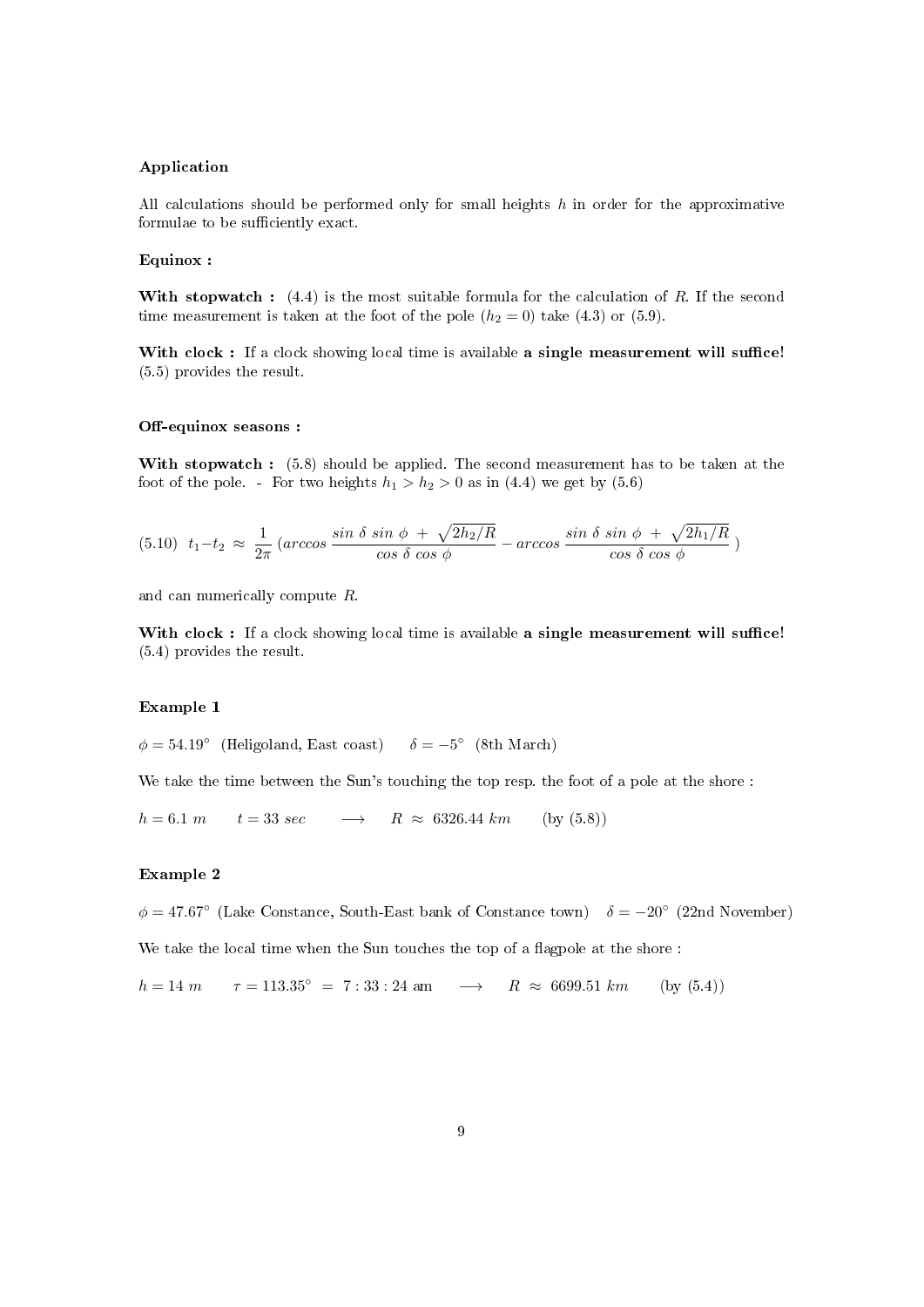**Application**

All calculations should be performed only for small heights $h$ in order for the approximative formulae to be sufficiently exact.

**Equinox :**

**With stopwatch :** (4.4) is the most suitable formula for the calculation of $R$. If the second time measurement is taken at the foot of the pole ($h_2 = 0$) take (4.3) or (5.9).

**With clock :** If a clock showing local time is available **a single measurement will suffice!** (5.5) provides the result.

**Off-equinox seasons :**

**With stopwatch :** (5.8) should be applied. The second measurement has to be taken at the foot of the pole. - For two heights $h_1 > h_2 > 0$ as in (4.4) we get by (5.6)

$$(5.10)\quad t_1 - t_2 \approx \frac{1}{2\pi}\left(\arccos\frac{\sin\delta\,\sin\phi + \sqrt{2h_2/R}}{\cos\delta\,\cos\phi} - \arccos\frac{\sin\delta\,\sin\phi + \sqrt{2h_1/R}}{\cos\delta\,\cos\phi}\right)$$

and can numerically compute $R$.

**With clock :** If a clock showing local time is available **a single measurement will suffice!** (5.4) provides the result.

**Example 1**

$\phi = 54.19°$ (Heligoland, East coast) $\quad \delta = -5°$ (8th March)

We take the time between the Sun's touching the top resp. the foot of a pole at the shore :

$h = 6.1\ m \qquad t = 33\ sec \qquad \longrightarrow \qquad R \approx 6326.44\ km \qquad$ (by (5.8))

**Example 2**

$\phi = 47.67°$ (Lake Constance, South-East bank of Constance town) $\quad \delta = -20°$ (22nd November)

We take the local time when the Sun touches the top of a flagpole at the shore :

$h = 14\ m \qquad \tau = 113.35° = 7:33:24$ am $\qquad \longrightarrow \qquad R \approx 6699.51\ km \qquad$ (by (5.4))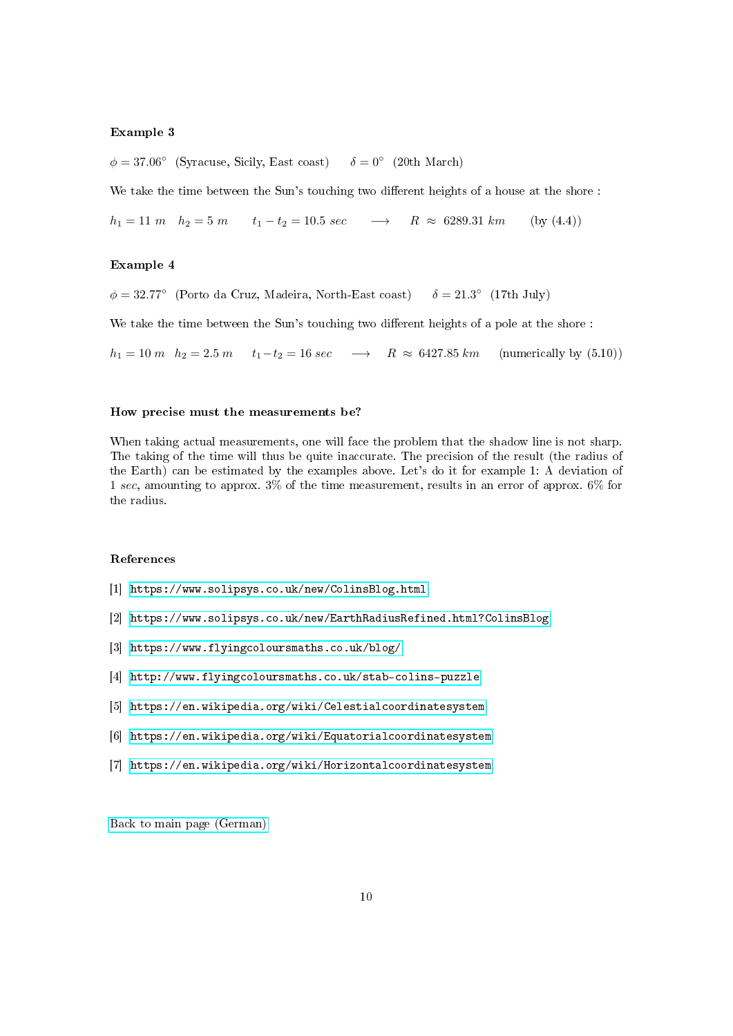**Example 3**

$\phi = 37.06^\circ$ (Syracuse, Sicily, East coast) $\delta = 0^\circ$ (20th March)

We take the time between the Sun's touching two different heights of a house at the shore :

$h_1 = 11\ m \quad h_2 = 5\ m \qquad t_1 - t_2 = 10.5\ sec \qquad \longrightarrow \qquad R \approx 6289.31\ km$ (by (4.4))

**Example 4**

$\phi = 32.77^\circ$ (Porto da Cruz, Madeira, North-East coast) $\delta = 21.3^\circ$ (17th July)

We take the time between the Sun's touching two different heights of a pole at the shore :

$h_1 = 10\ m \quad h_2 = 2.5\ m \qquad t_1 - t_2 = 16\ sec \qquad \longrightarrow \qquad R \approx 6427.85\ km$ (numerically by (5.10))

**How precise must the measurements be?**

When taking actual measurements, one will face the problem that the shadow line is not sharp. The taking of the time will thus be quite inaccurate. The precision of the result (the radius of the Earth) can be estimated by the examples above. Let's do it for example 1: A deviation of 1 *sec*, amounting to approx. 3% of the time measurement, results in an error of approx. 6% for the radius.

**References**

[1] https://www.solipsys.co.uk/new/ColinsBlog.html

[2] https://www.solipsys.co.uk/new/EarthRadiusRefined.html?ColinsBlog

[3] https://www.flyingcoloursmaths.co.uk/blog/

[4] http://www.flyingcoloursmaths.co.uk/stab-colins-puzzle

[5] https://en.wikipedia.org/wiki/Celestialcoordinatesystem

[6] https://en.wikipedia.org/wiki/Equatorialcoordinatesystem

[7] https://en.wikipedia.org/wiki/Horizontalcoordinatesystem

Back to main page (German)